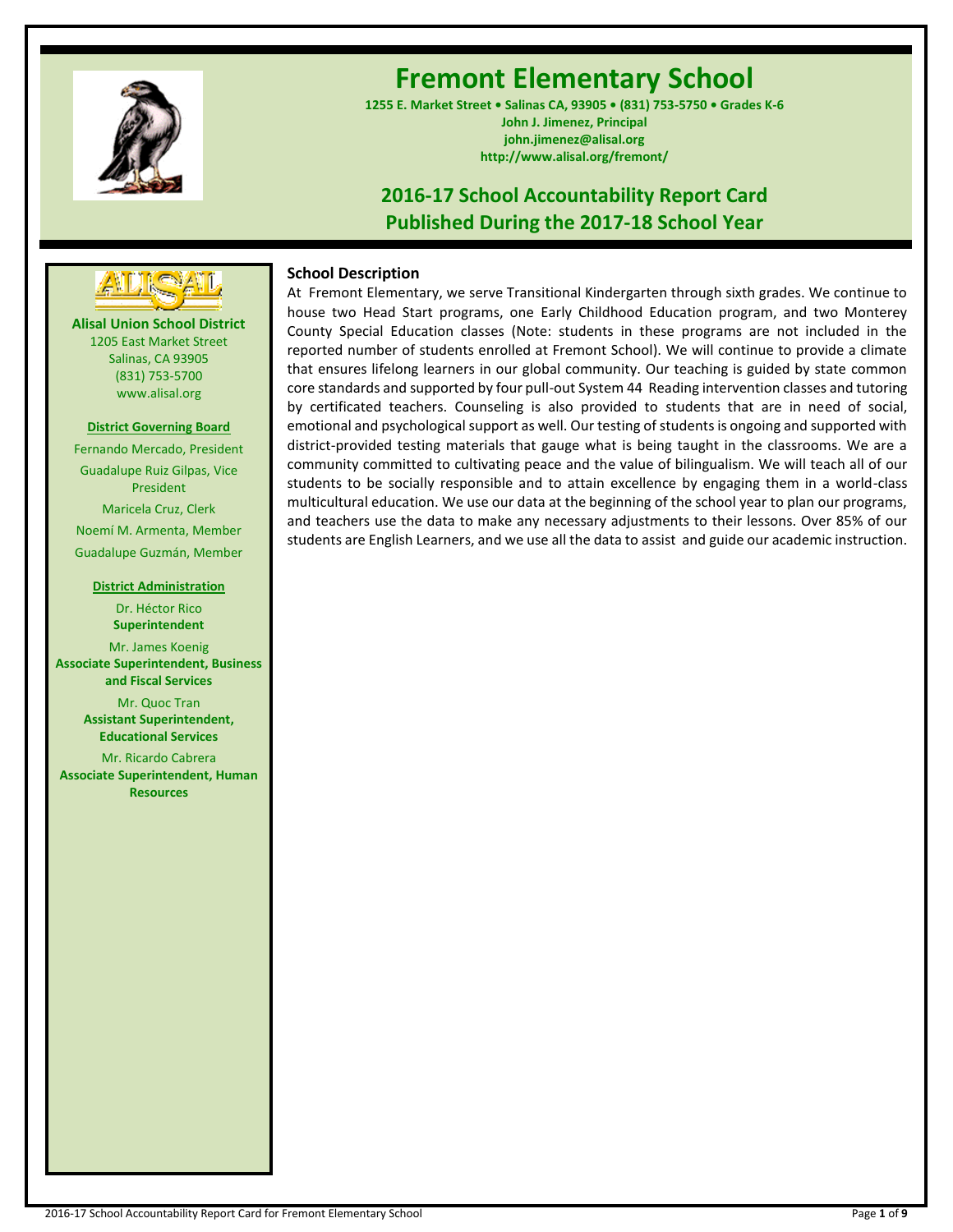# Fremont Elementary School

**1255 E. Market Street • Salinas CA, 93905 • (831) 753-5750 • Grades K-6**
**John J. Jimenez, Principal**
**john.jimenez@alisal.org**
**http://www.alisal.org/fremont/**

## 2016-17 School Accountability Report Card
## Published During the 2017-18 School Year

**Alisal Union School District**
1205 East Market Street
Salinas, CA 93905
(831) 753-5700
www.alisal.org

**District Governing Board**

Fernando Mercado, President
Guadalupe Ruiz Gilpas, Vice President
Maricela Cruz, Clerk
Noemí M. Armenta, Member
Guadalupe Guzmán, Member

**District Administration**

Dr. Héctor Rico
**Superintendent**

Mr. James Koenig
**Associate Superintendent, Business and Fiscal Services**

Mr. Quoc Tran
**Assistant Superintendent, Educational Services**

Mr. Ricardo Cabrera
**Associate Superintendent, Human Resources**

### School Description

At Fremont Elementary, we serve Transitional Kindergarten through sixth grades. We continue to house two Head Start programs, one Early Childhood Education program, and two Monterey County Special Education classes (Note: students in these programs are not included in the reported number of students enrolled at Fremont School). We will continue to provide a climate that ensures lifelong learners in our global community. Our teaching is guided by state common core standards and supported by four pull-out System 44 Reading intervention classes and tutoring by certificated teachers. Counseling is also provided to students that are in need of social, emotional and psychological support as well. Our testing of students is ongoing and supported with district-provided testing materials that gauge what is being taught in the classrooms. We are a community committed to cultivating peace and the value of bilingualism. We will teach all of our students to be socially responsible and to attain excellence by engaging them in a world-class multicultural education. We use our data at the beginning of the school year to plan our programs, and teachers use the data to make any necessary adjustments to their lessons. Over 85% of our students are English Learners, and we use all the data to assist and guide our academic instruction.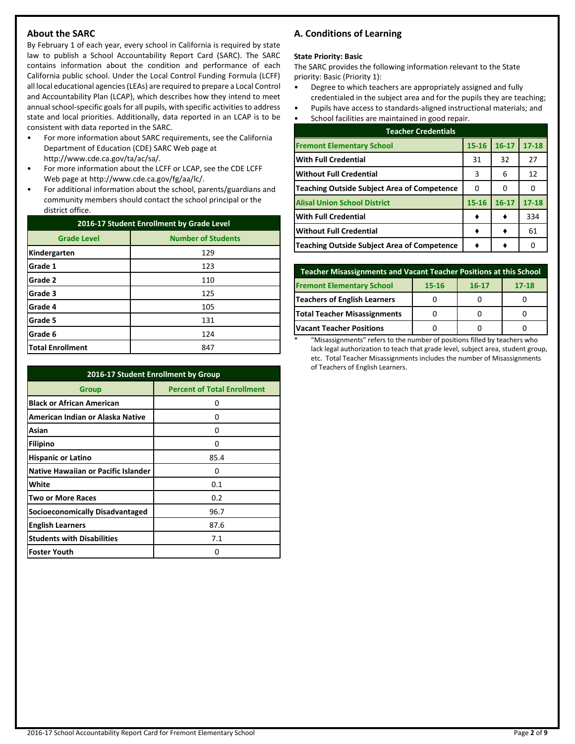## About the SARC

By February 1 of each year, every school in California is required by state law to publish a School Accountability Report Card (SARC). The SARC contains information about the condition and performance of each California public school. Under the Local Control Funding Formula (LCFF) all local educational agencies (LEAs) are required to prepare a Local Control and Accountability Plan (LCAP), which describes how they intend to meet annual school-specific goals for all pupils, with specific activities to address state and local priorities. Additionally, data reported in an LCAP is to be consistent with data reported in the SARC.

- For more information about SARC requirements, see the California Department of Education (CDE) SARC Web page at http://www.cde.ca.gov/ta/ac/sa/.
- For more information about the LCFF or LCAP, see the CDE LCFF Web page at http://www.cde.ca.gov/fg/aa/lc/.
- For additional information about the school, parents/guardians and community members should contact the school principal or the district office.

| 2016-17 Student Enrollment by Grade Level | |
|---|---|
| **Grade Level** | **Number of Students** |
| Kindergarten | 129 |
| Grade 1 | 123 |
| Grade 2 | 110 |
| Grade 3 | 125 |
| Grade 4 | 105 |
| Grade 5 | 131 |
| Grade 6 | 124 |
| Total Enrollment | 847 |

| 2016-17 Student Enrollment by Group | |
|---|---|
| **Group** | **Percent of Total Enrollment** |
| Black or African American | 0 |
| American Indian or Alaska Native | 0 |
| Asian | 0 |
| Filipino | 0 |
| Hispanic or Latino | 85.4 |
| Native Hawaiian or Pacific Islander | 0 |
| White | 0.1 |
| Two or More Races | 0.2 |
| Socioeconomically Disadvantaged | 96.7 |
| English Learners | 87.6 |
| Students with Disabilities | 7.1 |
| Foster Youth | 0 |

## A. Conditions of Learning

**State Priority: Basic**

The SARC provides the following information relevant to the State priority: Basic (Priority 1):

- Degree to which teachers are appropriately assigned and fully credentialed in the subject area and for the pupils they are teaching;
- Pupils have access to standards-aligned instructional materials; and
- School facilities are maintained in good repair.

| Teacher Credentials | | | |
|---|---|---|---|
| **Fremont Elementary School** | **15-16** | **16-17** | **17-18** |
| With Full Credential | 31 | 32 | 27 |
| Without Full Credential | 3 | 6 | 12 |
| Teaching Outside Subject Area of Competence | 0 | 0 | 0 |
| **Alisal Union School District** | **15-16** | **16-17** | **17-18** |
| With Full Credential | ♦ | ♦ | 334 |
| Without Full Credential | ♦ | ♦ | 61 |
| Teaching Outside Subject Area of Competence | ♦ | ♦ | 0 |

| Teacher Misassignments and Vacant Teacher Positions at this School | | | |
|---|---|---|---|
| **Fremont Elementary School** | **15-16** | **16-17** | **17-18** |
| Teachers of English Learners | 0 | 0 | 0 |
| Total Teacher Misassignments | 0 | 0 | 0 |
| Vacant Teacher Positions | 0 | 0 | 0 |

\* "Misassignments" refers to the number of positions filled by teachers who lack legal authorization to teach that grade level, subject area, student group, etc. Total Teacher Misassignments includes the number of Misassignments of Teachers of English Learners.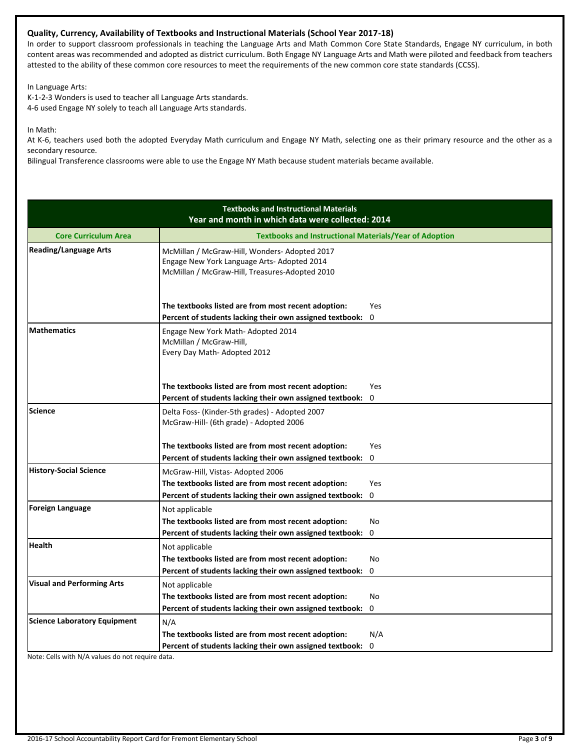### Quality, Currency, Availability of Textbooks and Instructional Materials (School Year 2017-18)

In order to support classroom professionals in teaching the Language Arts and Math Common Core State Standards, Engage NY curriculum, in both content areas was recommended and adopted as district curriculum. Both Engage NY Language Arts and Math were piloted and feedback from teachers attested to the ability of these common core resources to meet the requirements of the new common core state standards (CCSS).

In Language Arts:
K-1-2-3 Wonders is used to teacher all Language Arts standards.
4-6 used Engage NY solely to teach all Language Arts standards.

In Math:
At K-6, teachers used both the adopted Everyday Math curriculum and Engage NY Math, selecting one as their primary resource and the other as a secondary resource.
Bilingual Transference classrooms were able to use the Engage NY Math because student materials became available.

| Textbooks and Instructional Materials<br>Year and month in which data were collected: 2014 | |
|---|---|
| **Core Curriculum Area** | **Textbooks and Instructional Materials/Year of Adoption** |
| **Reading/Language Arts** | McMillan / McGraw-Hill, Wonders- Adopted 2017<br>Engage New York Language Arts- Adopted 2014<br>McMillan / McGraw-Hill, Treasures-Adopted 2010<br><br>**The textbooks listed are from most recent adoption:** Yes<br>**Percent of students lacking their own assigned textbook:** 0 |
| **Mathematics** | Engage New York Math- Adopted 2014<br>McMillan / McGraw-Hill,<br>Every Day Math- Adopted 2012<br><br>**The textbooks listed are from most recent adoption:** Yes<br>**Percent of students lacking their own assigned textbook:** 0 |
| **Science** | Delta Foss- (Kinder-5th grades) - Adopted 2007<br>McGraw-Hill- (6th grade) - Adopted 2006<br><br>**The textbooks listed are from most recent adoption:** Yes<br>**Percent of students lacking their own assigned textbook:** 0 |
| **History-Social Science** | McGraw-Hill, Vistas- Adopted 2006<br>**The textbooks listed are from most recent adoption:** Yes<br>**Percent of students lacking their own assigned textbook:** 0 |
| **Foreign Language** | Not applicable<br>**The textbooks listed are from most recent adoption:** No<br>**Percent of students lacking their own assigned textbook:** 0 |
| **Health** | Not applicable<br>**The textbooks listed are from most recent adoption:** No<br>**Percent of students lacking their own assigned textbook:** 0 |
| **Visual and Performing Arts** | Not applicable<br>**The textbooks listed are from most recent adoption:** No<br>**Percent of students lacking their own assigned textbook:** 0 |
| **Science Laboratory Equipment** | N/A<br>**The textbooks listed are from most recent adoption:** N/A<br>**Percent of students lacking their own assigned textbook:** 0 |

Note: Cells with N/A values do not require data.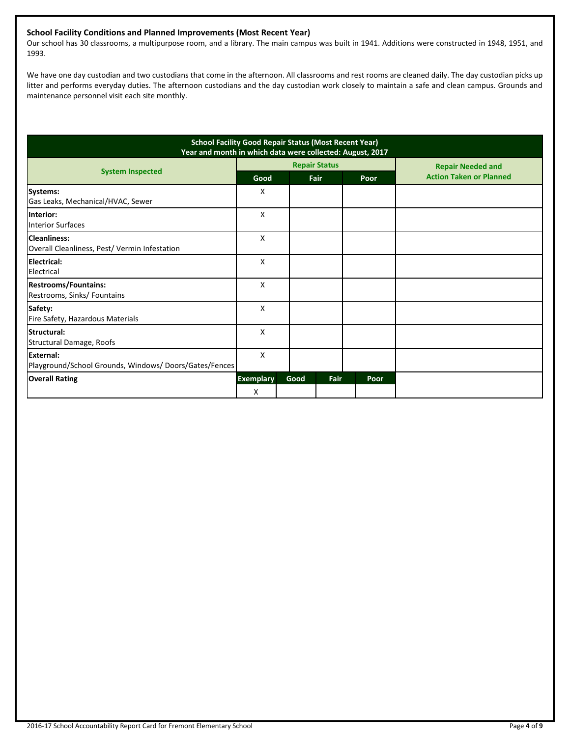### School Facility Conditions and Planned Improvements (Most Recent Year)

Our school has 30 classrooms, a multipurpose room, and a library. The main campus was built in 1941. Additions were constructed in 1948, 1951, and 1993.

We have one day custodian and two custodians that come in the afternoon. All classrooms and rest rooms are cleaned daily. The day custodian picks up litter and performs everyday duties. The afternoon custodians and the day custodian work closely to maintain a safe and clean campus. Grounds and maintenance personnel visit each site monthly.

**School Facility Good Repair Status (Most Recent Year)**
**Year and month in which data were collected: August, 2017**

| System Inspected | Repair Status: Good | Repair Status: Fair | Repair Status: Poor | Repair Needed and Action Taken or Planned |
|---|---|---|---|---|
| **Systems:** Gas Leaks, Mechanical/HVAC, Sewer | X | | | |
| **Interior:** Interior Surfaces | X | | | |
| **Cleanliness:** Overall Cleanliness, Pest/ Vermin Infestation | X | | | |
| **Electrical:** Electrical | X | | | |
| **Restrooms/Fountains:** Restrooms, Sinks/ Fountains | X | | | |
| **Safety:** Fire Safety, Hazardous Materials | X | | | |
| **Structural:** Structural Damage, Roofs | X | | | |
| **External:** Playground/School Grounds, Windows/ Doors/Gates/Fences | X | | | |

| Overall Rating | Exemplary | Good | Fair | Poor |
|---|---|---|---|---|
| | X | | | |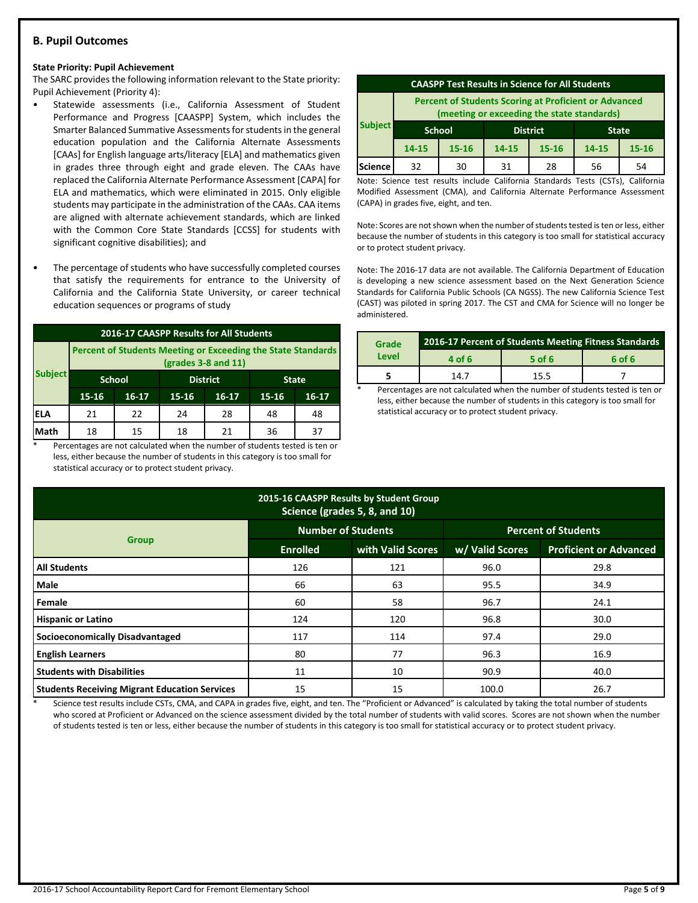## B. Pupil Outcomes

**State Priority: Pupil Achievement**

The SARC provides the following information relevant to the State priority: Pupil Achievement (Priority 4):

- Statewide assessments (i.e., California Assessment of Student Performance and Progress [CAASPP] System, which includes the Smarter Balanced Summative Assessments for students in the general education population and the California Alternate Assessments [CAAs] for English language arts/literacy [ELA] and mathematics given in grades three through eight and grade eleven. The CAAs have replaced the California Alternate Performance Assessment [CAPA] for ELA and mathematics, which were eliminated in 2015. Only eligible students may participate in the administration of the CAAs. CAA items are aligned with alternate achievement standards, which are linked with the Common Core State Standards [CCSS] for students with significant cognitive disabilities); and
- The percentage of students who have successfully completed courses that satisfy the requirements for entrance to the University of California and the California State University, or career technical education sequences or programs of study

**2016-17 CAASPP Results for All Students**

| Subject | Percent of Students Meeting or Exceeding the State Standards (grades 3-8 and 11) | | | | | |
|---|---|---|---|---|---|---|
| | School | | District | | State | |
| | 15-16 | 16-17 | 15-16 | 16-17 | 15-16 | 16-17 |
| ELA | 21 | 22 | 24 | 28 | 48 | 48 |
| Math | 18 | 15 | 18 | 21 | 36 | 37 |

\* Percentages are not calculated when the number of students tested is ten or less, either because the number of students in this category is too small for statistical accuracy or to protect student privacy.

**CAASPP Test Results in Science for All Students**

| Subject | Percent of Students Scoring at Proficient or Advanced (meeting or exceeding the state standards) | | | | | |
|---|---|---|---|---|---|---|
| | School | | District | | State | |
| | 14-15 | 15-16 | 14-15 | 15-16 | 14-15 | 15-16 |
| Science | 32 | 30 | 31 | 28 | 56 | 54 |

Note: Science test results include California Standards Tests (CSTs), California Modified Assessment (CMA), and California Alternate Performance Assessment (CAPA) in grades five, eight, and ten.

Note: Scores are not shown when the number of students tested is ten or less, either because the number of students in this category is too small for statistical accuracy or to protect student privacy.

Note: The 2016-17 data are not available. The California Department of Education is developing a new science assessment based on the Next Generation Science Standards for California Public Schools (CA NGSS). The new California Science Test (CAST) was piloted in spring 2017. The CST and CMA for Science will no longer be administered.

| Grade Level | 2016-17 Percent of Students Meeting Fitness Standards | | |
|---|---|---|---|
| | 4 of 6 | 5 of 6 | 6 of 6 |
| 5 | 14.7 | 15.5 | 7 |

\* Percentages are not calculated when the number of students tested is ten or less, either because the number of students in this category is too small for statistical accuracy or to protect student privacy.

**2015-16 CAASPP Results by Student Group Science (grades 5, 8, and 10)**

| Group | Number of Students | | Percent of Students | |
|---|---|---|---|---|
| | Enrolled | with Valid Scores | w/ Valid Scores | Proficient or Advanced |
| All Students | 126 | 121 | 96.0 | 29.8 |
| Male | 66 | 63 | 95.5 | 34.9 |
| Female | 60 | 58 | 96.7 | 24.1 |
| Hispanic or Latino | 124 | 120 | 96.8 | 30.0 |
| Socioeconomically Disadvantaged | 117 | 114 | 97.4 | 29.0 |
| English Learners | 80 | 77 | 96.3 | 16.9 |
| Students with Disabilities | 11 | 10 | 90.9 | 40.0 |
| Students Receiving Migrant Education Services | 15 | 15 | 100.0 | 26.7 |

\* Science test results include CSTs, CMA, and CAPA in grades five, eight, and ten. The "Proficient or Advanced" is calculated by taking the total number of students who scored at Proficient or Advanced on the science assessment divided by the total number of students with valid scores. Scores are not shown when the number of students tested is ten or less, either because the number of students in this category is too small for statistical accuracy or to protect student privacy.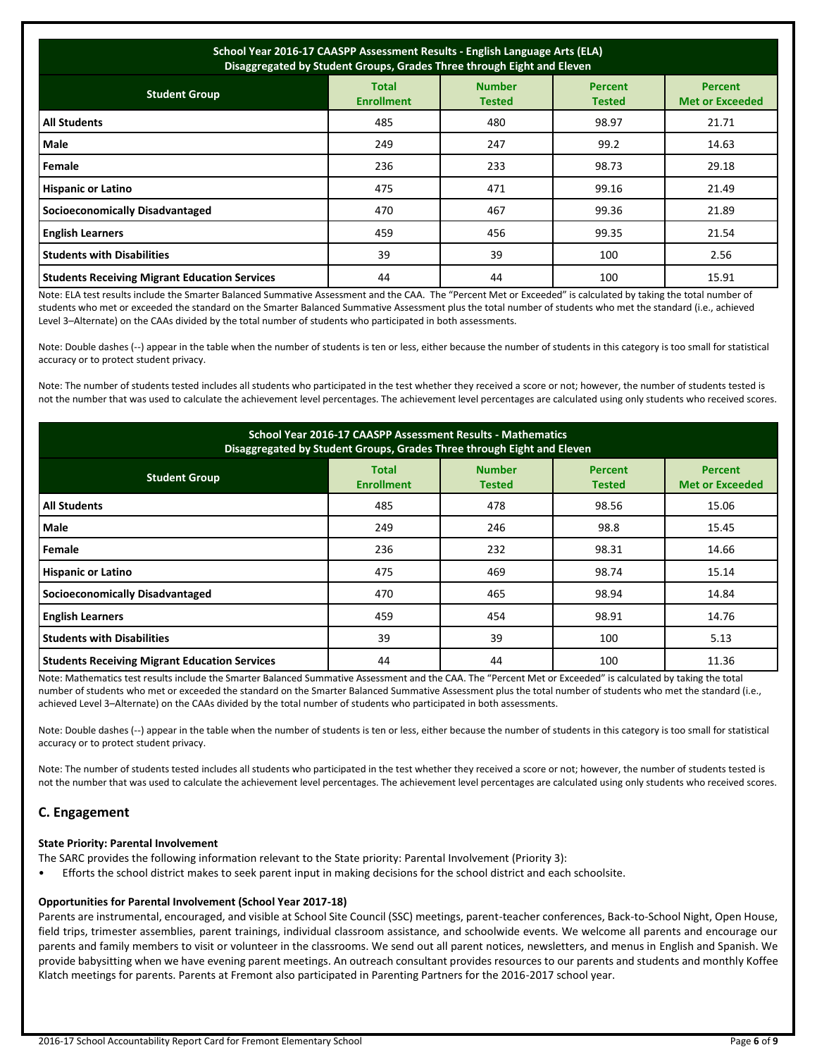| School Year 2016-17 CAASPP Assessment Results - English Language Arts (ELA) Disaggregated by Student Groups, Grades Three through Eight and Eleven | | | | |
|---|---|---|---|---|
| **Student Group** | **Total Enrollment** | **Number Tested** | **Percent Tested** | **Percent Met or Exceeded** |
| **All Students** | 485 | 480 | 98.97 | 21.71 |
| **Male** | 249 | 247 | 99.2 | 14.63 |
| **Female** | 236 | 233 | 98.73 | 29.18 |
| **Hispanic or Latino** | 475 | 471 | 99.16 | 21.49 |
| **Socioeconomically Disadvantaged** | 470 | 467 | 99.36 | 21.89 |
| **English Learners** | 459 | 456 | 99.35 | 21.54 |
| **Students with Disabilities** | 39 | 39 | 100 | 2.56 |
| **Students Receiving Migrant Education Services** | 44 | 44 | 100 | 15.91 |

Note: ELA test results include the Smarter Balanced Summative Assessment and the CAA. The "Percent Met or Exceeded" is calculated by taking the total number of students who met or exceeded the standard on the Smarter Balanced Summative Assessment plus the total number of students who met the standard (i.e., achieved Level 3–Alternate) on the CAAs divided by the total number of students who participated in both assessments.

Note: Double dashes (--) appear in the table when the number of students is ten or less, either because the number of students in this category is too small for statistical accuracy or to protect student privacy.

Note: The number of students tested includes all students who participated in the test whether they received a score or not; however, the number of students tested is not the number that was used to calculate the achievement level percentages. The achievement level percentages are calculated using only students who received scores.

| School Year 2016-17 CAASPP Assessment Results - Mathematics Disaggregated by Student Groups, Grades Three through Eight and Eleven | | | | |
|---|---|---|---|---|
| **Student Group** | **Total Enrollment** | **Number Tested** | **Percent Tested** | **Percent Met or Exceeded** |
| **All Students** | 485 | 478 | 98.56 | 15.06 |
| **Male** | 249 | 246 | 98.8 | 15.45 |
| **Female** | 236 | 232 | 98.31 | 14.66 |
| **Hispanic or Latino** | 475 | 469 | 98.74 | 15.14 |
| **Socioeconomically Disadvantaged** | 470 | 465 | 98.94 | 14.84 |
| **English Learners** | 459 | 454 | 98.91 | 14.76 |
| **Students with Disabilities** | 39 | 39 | 100 | 5.13 |
| **Students Receiving Migrant Education Services** | 44 | 44 | 100 | 11.36 |

Note: Mathematics test results include the Smarter Balanced Summative Assessment and the CAA. The "Percent Met or Exceeded" is calculated by taking the total number of students who met or exceeded the standard on the Smarter Balanced Summative Assessment plus the total number of students who met the standard (i.e., achieved Level 3–Alternate) on the CAAs divided by the total number of students who participated in both assessments.

Note: Double dashes (--) appear in the table when the number of students is ten or less, either because the number of students in this category is too small for statistical accuracy or to protect student privacy.

Note: The number of students tested includes all students who participated in the test whether they received a score or not; however, the number of students tested is not the number that was used to calculate the achievement level percentages. The achievement level percentages are calculated using only students who received scores.

## C. Engagement

**State Priority: Parental Involvement**

The SARC provides the following information relevant to the State priority: Parental Involvement (Priority 3):

- Efforts the school district makes to seek parent input in making decisions for the school district and each schoolsite.

**Opportunities for Parental Involvement (School Year 2017-18)**

Parents are instrumental, encouraged, and visible at School Site Council (SSC) meetings, parent-teacher conferences, Back-to-School Night, Open House, field trips, trimester assemblies, parent trainings, individual classroom assistance, and schoolwide events. We welcome all parents and encourage our parents and family members to visit or volunteer in the classrooms. We send out all parent notices, newsletters, and menus in English and Spanish. We provide babysitting when we have evening parent meetings. An outreach consultant provides resources to our parents and students and monthly Koffee Klatch meetings for parents. Parents at Fremont also participated in Parenting Partners for the 2016-2017 school year.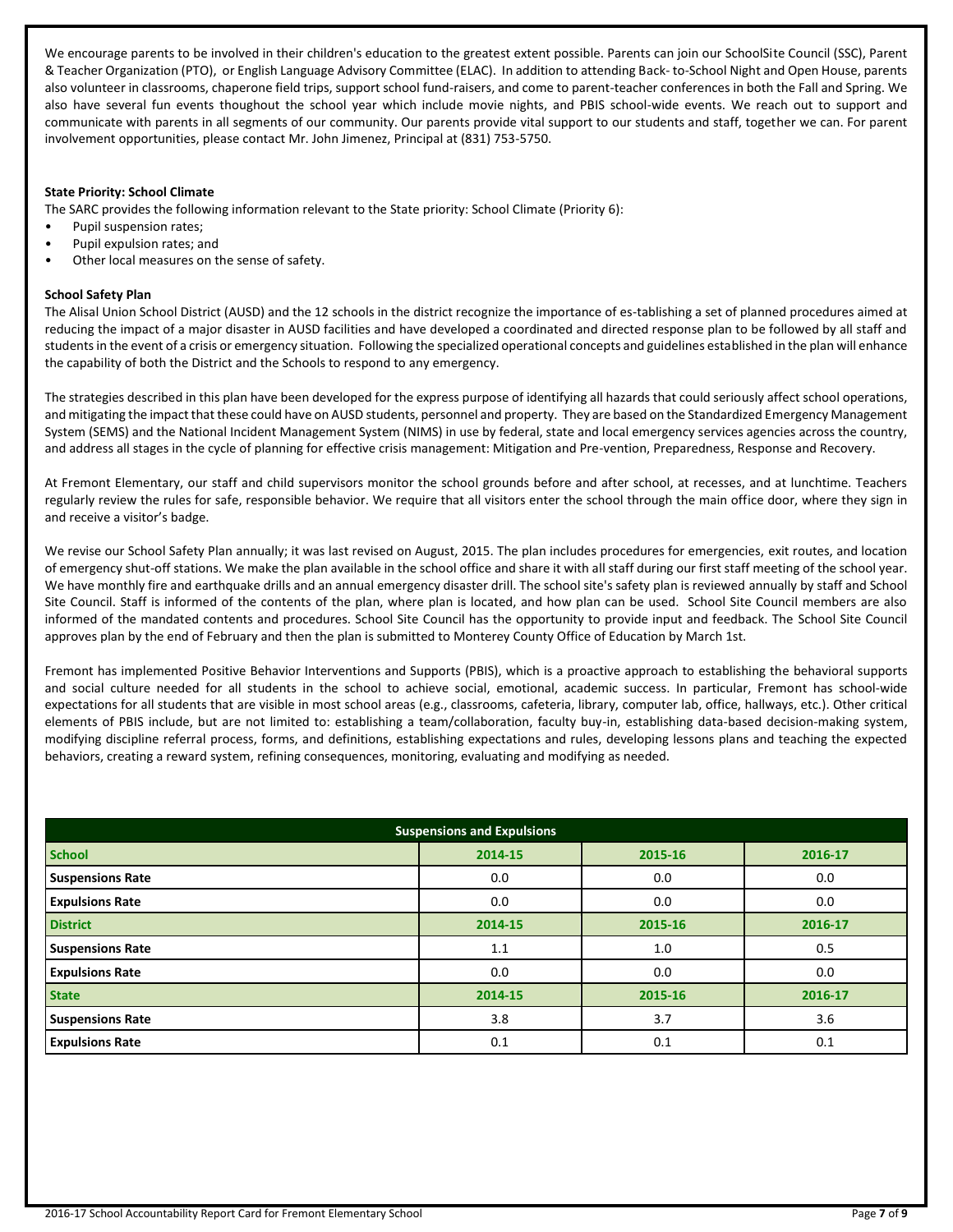We encourage parents to be involved in their children's education to the greatest extent possible. Parents can join our SchoolSite Council (SSC), Parent & Teacher Organization (PTO), or English Language Advisory Committee (ELAC). In addition to attending Back- to-School Night and Open House, parents also volunteer in classrooms, chaperone field trips, support school fund-raisers, and come to parent-teacher conferences in both the Fall and Spring. We also have several fun events thoughout the school year which include movie nights, and PBIS school-wide events. We reach out to support and communicate with parents in all segments of our community. Our parents provide vital support to our students and staff, together we can. For parent involvement opportunities, please contact Mr. John Jimenez, Principal at (831) 753-5750.

**State Priority: School Climate**

The SARC provides the following information relevant to the State priority: School Climate (Priority 6):

- Pupil suspension rates;
- Pupil expulsion rates; and
- Other local measures on the sense of safety.

**School Safety Plan**

The Alisal Union School District (AUSD) and the 12 schools in the district recognize the importance of es-tablishing a set of planned procedures aimed at reducing the impact of a major disaster in AUSD facilities and have developed a coordinated and directed response plan to be followed by all staff and students in the event of a crisis or emergency situation. Following the specialized operational concepts and guidelines established in the plan will enhance the capability of both the District and the Schools to respond to any emergency.

The strategies described in this plan have been developed for the express purpose of identifying all hazards that could seriously affect school operations, and mitigating the impact that these could have on AUSD students, personnel and property. They are based on the Standardized Emergency Management System (SEMS) and the National Incident Management System (NIMS) in use by federal, state and local emergency services agencies across the country, and address all stages in the cycle of planning for effective crisis management: Mitigation and Pre-vention, Preparedness, Response and Recovery.

At Fremont Elementary, our staff and child supervisors monitor the school grounds before and after school, at recesses, and at lunchtime. Teachers regularly review the rules for safe, responsible behavior. We require that all visitors enter the school through the main office door, where they sign in and receive a visitor's badge.

We revise our School Safety Plan annually; it was last revised on August, 2015. The plan includes procedures for emergencies, exit routes, and location of emergency shut-off stations. We make the plan available in the school office and share it with all staff during our first staff meeting of the school year. We have monthly fire and earthquake drills and an annual emergency disaster drill. The school site's safety plan is reviewed annually by staff and School Site Council. Staff is informed of the contents of the plan, where plan is located, and how plan can be used. School Site Council members are also informed of the mandated contents and procedures. School Site Council has the opportunity to provide input and feedback. The School Site Council approves plan by the end of February and then the plan is submitted to Monterey County Office of Education by March 1st.

Fremont has implemented Positive Behavior Interventions and Supports (PBIS), which is a proactive approach to establishing the behavioral supports and social culture needed for all students in the school to achieve social, emotional, academic success. In particular, Fremont has school-wide expectations for all students that are visible in most school areas (e.g., classrooms, cafeteria, library, computer lab, office, hallways, etc.). Other critical elements of PBIS include, but are not limited to: establishing a team/collaboration, faculty buy-in, establishing data-based decision-making system, modifying discipline referral process, forms, and definitions, establishing expectations and rules, developing lessons plans and teaching the expected behaviors, creating a reward system, refining consequences, monitoring, evaluating and modifying as needed.

| Suspensions and Expulsions | | | |
|---|---|---|---|
| **School** | **2014-15** | **2015-16** | **2016-17** |
| Suspensions Rate | 0.0 | 0.0 | 0.0 |
| Expulsions Rate | 0.0 | 0.0 | 0.0 |
| **District** | **2014-15** | **2015-16** | **2016-17** |
| Suspensions Rate | 1.1 | 1.0 | 0.5 |
| Expulsions Rate | 0.0 | 0.0 | 0.0 |
| **State** | **2014-15** | **2015-16** | **2016-17** |
| Suspensions Rate | 3.8 | 3.7 | 3.6 |
| Expulsions Rate | 0.1 | 0.1 | 0.1 |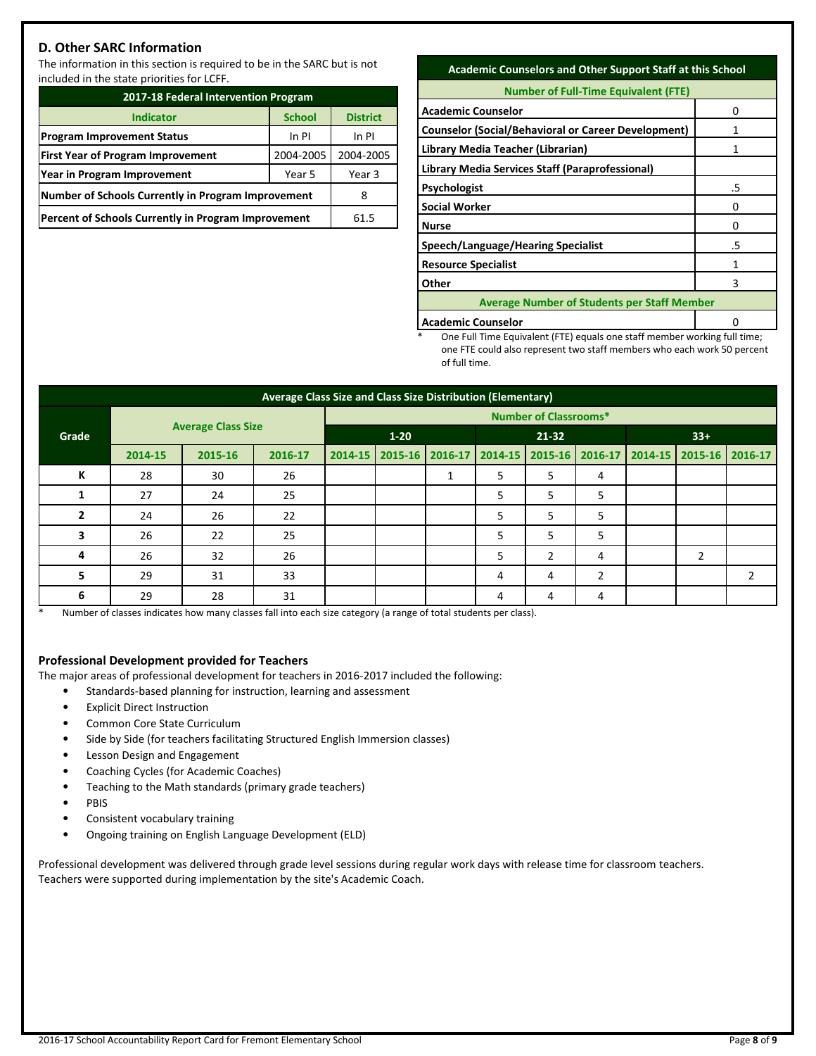## D. Other SARC Information

The information in this section is required to be in the SARC but is not included in the state priorities for LCFF.

| 2017-18 Federal Intervention Program | | |
|---|---|---|
| **Indicator** | **School** | **District** |
| **Program Improvement Status** | In PI | In PI |
| **First Year of Program Improvement** | 2004-2005 | 2004-2005 |
| **Year in Program Improvement** | Year 5 | Year 3 |
| **Number of Schools Currently in Program Improvement** | | 8 |
| **Percent of Schools Currently in Program Improvement** | | 61.5 |

| Academic Counselors and Other Support Staff at this School | |
|---|---|
| **Number of Full-Time Equivalent (FTE)** | |
| **Academic Counselor** | 0 |
| **Counselor (Social/Behavioral or Career Development)** | 1 |
| **Library Media Teacher (Librarian)** | 1 |
| **Library Media Services Staff (Paraprofessional)** | |
| **Psychologist** | .5 |
| **Social Worker** | 0 |
| **Nurse** | 0 |
| **Speech/Language/Hearing Specialist** | .5 |
| **Resource Specialist** | 1 |
| **Other** | 3 |
| **Average Number of Students per Staff Member** | |
| **Academic Counselor** | 0 |

\* One Full Time Equivalent (FTE) equals one staff member working full time; one FTE could also represent two staff members who each work 50 percent of full time.

| Average Class Size and Class Size Distribution (Elementary) | | | | | | | | | | | | |
|---|---|---|---|---|---|---|---|---|---|---|---|---|
| Grade | Average Class Size | | | Number of Classrooms* | | | | | | | | |
| | | | | 1-20 | | | 21-32 | | | 33+ | | |
| | 2014-15 | 2015-16 | 2016-17 | 2014-15 | 2015-16 | 2016-17 | 2014-15 | 2015-16 | 2016-17 | 2014-15 | 2015-16 | 2016-17 |
| K | 28 | 30 | 26 | | | 1 | 5 | 5 | 4 | | | |
| 1 | 27 | 24 | 25 | | | | 5 | 5 | 5 | | | |
| 2 | 24 | 26 | 22 | | | | 5 | 5 | 5 | | | |
| 3 | 26 | 22 | 25 | | | | 5 | 5 | 5 | | | |
| 4 | 26 | 32 | 26 | | | | 5 | 2 | 4 | | 2 | |
| 5 | 29 | 31 | 33 | | | | 4 | 4 | 2 | | | 2 |
| 6 | 29 | 28 | 31 | | | | 4 | 4 | 4 | | | |

\* Number of classes indicates how many classes fall into each size category (a range of total students per class).

### Professional Development provided for Teachers

The major areas of professional development for teachers in 2016-2017 included the following:

- Standards-based planning for instruction, learning and assessment
- Explicit Direct Instruction
- Common Core State Curriculum
- Side by Side (for teachers facilitating Structured English Immersion classes)
- Lesson Design and Engagement
- Coaching Cycles (for Academic Coaches)
- Teaching to the Math standards (primary grade teachers)
- PBIS
- Consistent vocabulary training
- Ongoing training on English Language Development (ELD)

Professional development was delivered through grade level sessions during regular work days with release time for classroom teachers. Teachers were supported during implementation by the site's Academic Coach.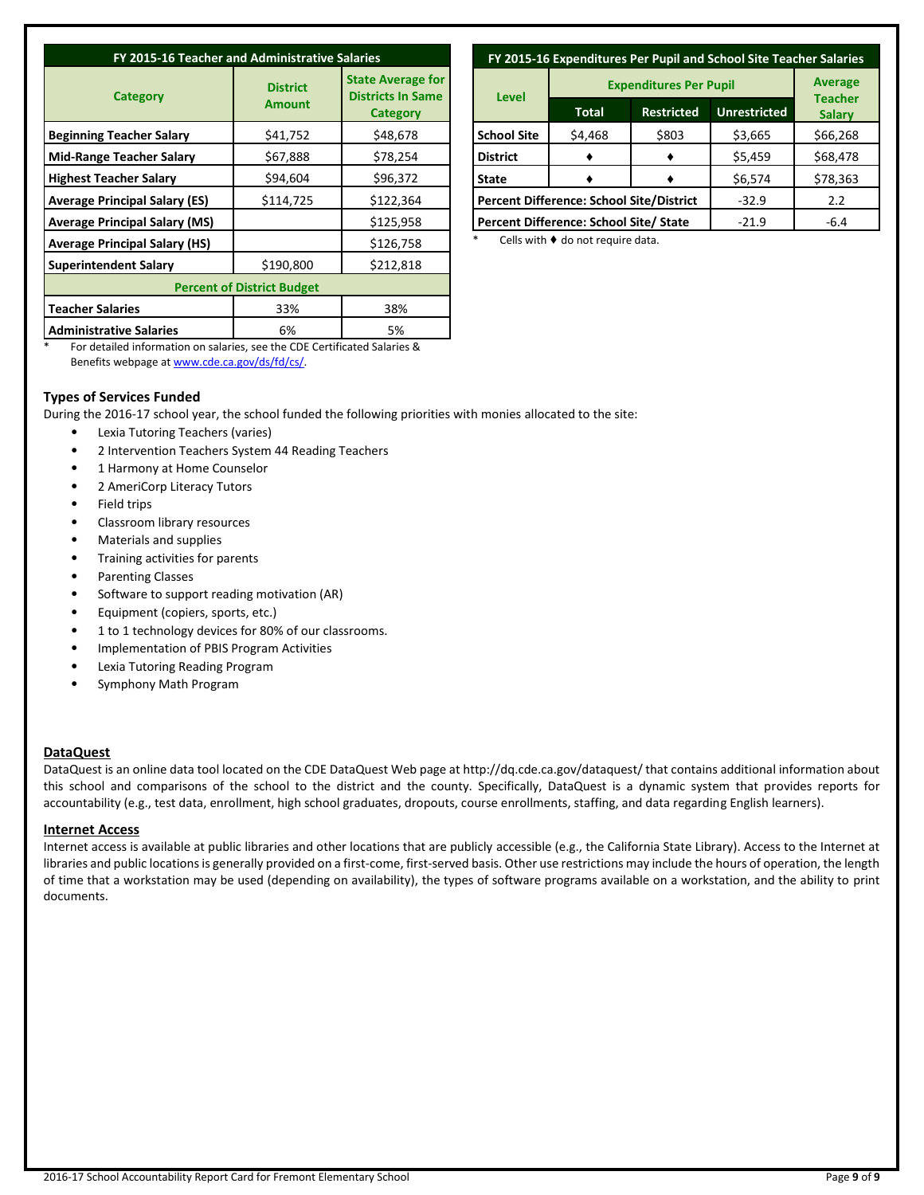| FY 2015-16 Teacher and Administrative Salaries | | |
|---|---|---|
| **Category** | **District Amount** | **State Average for Districts In Same Category** |
| **Beginning Teacher Salary** | $41,752 | $48,678 |
| **Mid-Range Teacher Salary** | $67,888 | $78,254 |
| **Highest Teacher Salary** | $94,604 | $96,372 |
| **Average Principal Salary (ES)** | $114,725 | $122,364 |
| **Average Principal Salary (MS)** | | $125,958 |
| **Average Principal Salary (HS)** | | $126,758 |
| **Superintendent Salary** | $190,800 | $212,818 |
| **Percent of District Budget** | | |
| **Teacher Salaries** | 33% | 38% |
| **Administrative Salaries** | 6% | 5% |

\* For detailed information on salaries, see the CDE Certificated Salaries & Benefits webpage at www.cde.ca.gov/ds/fd/cs/.

| FY 2015-16 Expenditures Per Pupil and School Site Teacher Salaries | | | | |
|---|---|---|---|---|
| **Level** | **Expenditures Per Pupil** | | | **Average Teacher Salary** |
| | **Total** | **Restricted** | **Unrestricted** | |
| **School Site** | $4,468 | $803 | $3,665 | $66,268 |
| **District** | ♦ | ♦ | $5,459 | $68,478 |
| **State** | ♦ | ♦ | $6,574 | $78,363 |
| **Percent Difference: School Site/District** | | | -32.9 | 2.2 |
| **Percent Difference: School Site/ State** | | | -21.9 | -6.4 |

\* Cells with ♦ do not require data.

### Types of Services Funded

During the 2016-17 school year, the school funded the following priorities with monies allocated to the site:

- Lexia Tutoring Teachers (varies)
- 2 Intervention Teachers System 44 Reading Teachers
- 1 Harmony at Home Counselor
- 2 AmeriCorp Literacy Tutors
- Field trips
- Classroom library resources
- Materials and supplies
- Training activities for parents
- Parenting Classes
- Software to support reading motivation (AR)
- Equipment (copiers, sports, etc.)
- 1 to 1 technology devices for 80% of our classrooms.
- Implementation of PBIS Program Activities
- Lexia Tutoring Reading Program
- Symphony Math Program

### DataQuest

DataQuest is an online data tool located on the CDE DataQuest Web page at http://dq.cde.ca.gov/dataquest/ that contains additional information about this school and comparisons of the school to the district and the county. Specifically, DataQuest is a dynamic system that provides reports for accountability (e.g., test data, enrollment, high school graduates, dropouts, course enrollments, staffing, and data regarding English learners).

### Internet Access

Internet access is available at public libraries and other locations that are publicly accessible (e.g., the California State Library). Access to the Internet at libraries and public locations is generally provided on a first-come, first-served basis. Other use restrictions may include the hours of operation, the length of time that a workstation may be used (depending on availability), the types of software programs available on a workstation, and the ability to print documents.